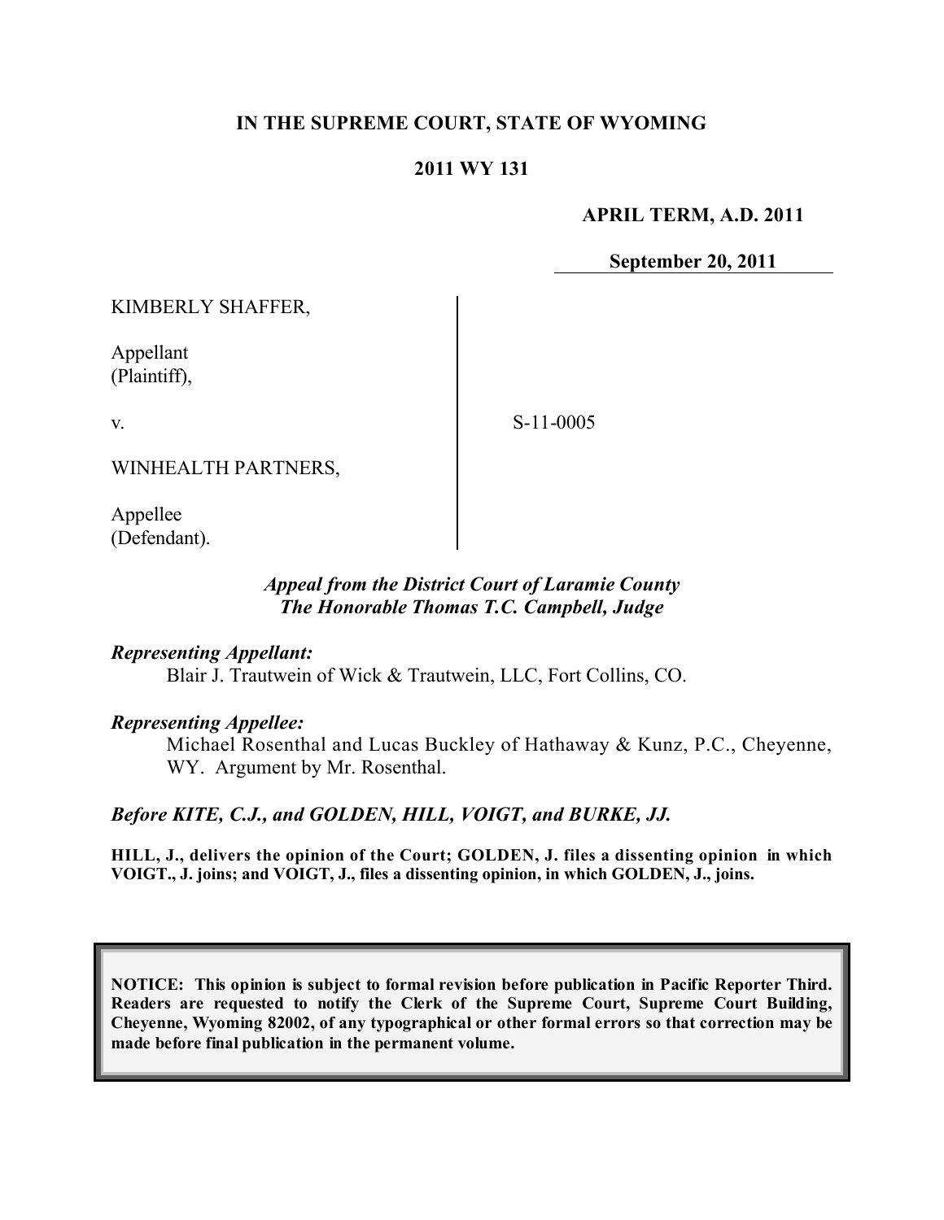# IN THE SUPREME COURT, STATE OF WYOMING

## 2011 WY 131

**APRIL TERM, A.D. 2011**

**September 20, 2011**

| | |
|---|---|
| KIMBERLY SHAFFER,<br><br>Appellant<br>(Plaintiff),<br><br>v.<br><br>WINHEALTH PARTNERS,<br><br>Appellee<br>(Defendant). | S-11-0005 |

***Appeal from the District Court of Laramie County***
***The Honorable Thomas T.C. Campbell, Judge***

***Representing Appellant:***

Blair J. Trautwein of Wick & Trautwein, LLC, Fort Collins, CO.

***Representing Appellee:***

Michael Rosenthal and Lucas Buckley of Hathaway & Kunz, P.C., Cheyenne, WY. Argument by Mr. Rosenthal.

***Before KITE, C.J., and GOLDEN, HILL, VOIGT, and BURKE, JJ.***

**HILL, J., delivers the opinion of the Court; GOLDEN, J. files a dissenting opinion in which VOIGT., J. joins; and VOIGT, J., files a dissenting opinion, in which GOLDEN, J., joins.**

**NOTICE: This opinion is subject to formal revision before publication in Pacific Reporter Third. Readers are requested to notify the Clerk of the Supreme Court, Supreme Court Building, Cheyenne, Wyoming 82002, of any typographical or other formal errors so that correction may be made before final publication in the permanent volume.**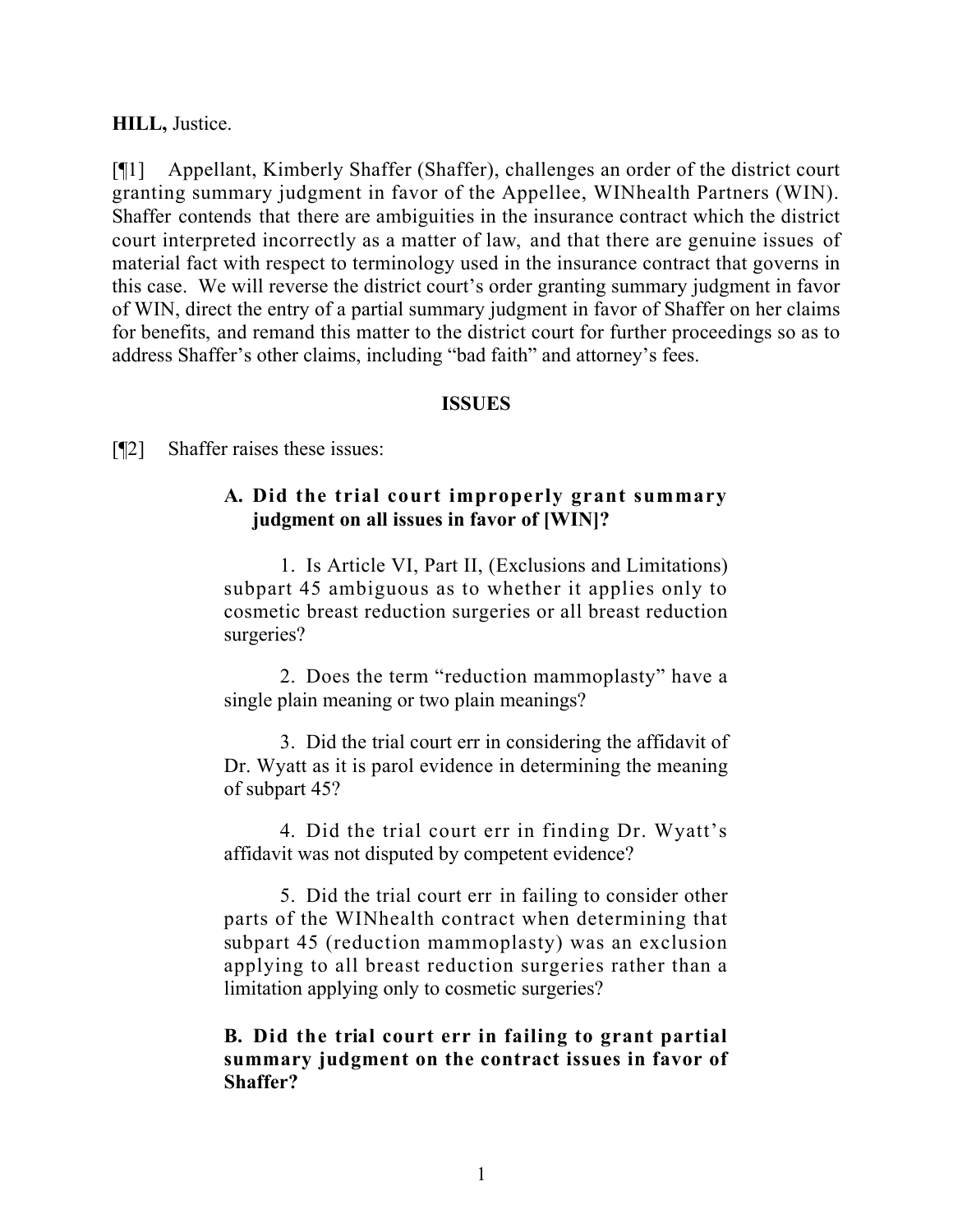**HILL,** Justice.

[¶1] Appellant, Kimberly Shaffer (Shaffer), challenges an order of the district court granting summary judgment in favor of the Appellee, WINhealth Partners (WIN). Shaffer contends that there are ambiguities in the insurance contract which the district court interpreted incorrectly as a matter of law, and that there are genuine issues of material fact with respect to terminology used in the insurance contract that governs in this case. We will reverse the district court's order granting summary judgment in favor of WIN, direct the entry of a partial summary judgment in favor of Shaffer on her claims for benefits, and remand this matter to the district court for further proceedings so as to address Shaffer's other claims, including "bad faith" and attorney's fees.

## ISSUES

[¶2] Shaffer raises these issues:

> **A. Did the trial court improperly grant summary judgment on all issues in favor of [WIN]?**
>
> 1. Is Article VI, Part II, (Exclusions and Limitations) subpart 45 ambiguous as to whether it applies only to cosmetic breast reduction surgeries or all breast reduction surgeries?
>
> 2. Does the term "reduction mammoplasty" have a single plain meaning or two plain meanings?
>
> 3. Did the trial court err in considering the affidavit of Dr. Wyatt as it is parol evidence in determining the meaning of subpart 45?
>
> 4. Did the trial court err in finding Dr. Wyatt's affidavit was not disputed by competent evidence?
>
> 5. Did the trial court err in failing to consider other parts of the WINhealth contract when determining that subpart 45 (reduction mammoplasty) was an exclusion applying to all breast reduction surgeries rather than a limitation applying only to cosmetic surgeries?
>
> **B. Did the trial court err in failing to grant partial summary judgment on the contract issues in favor of Shaffer?**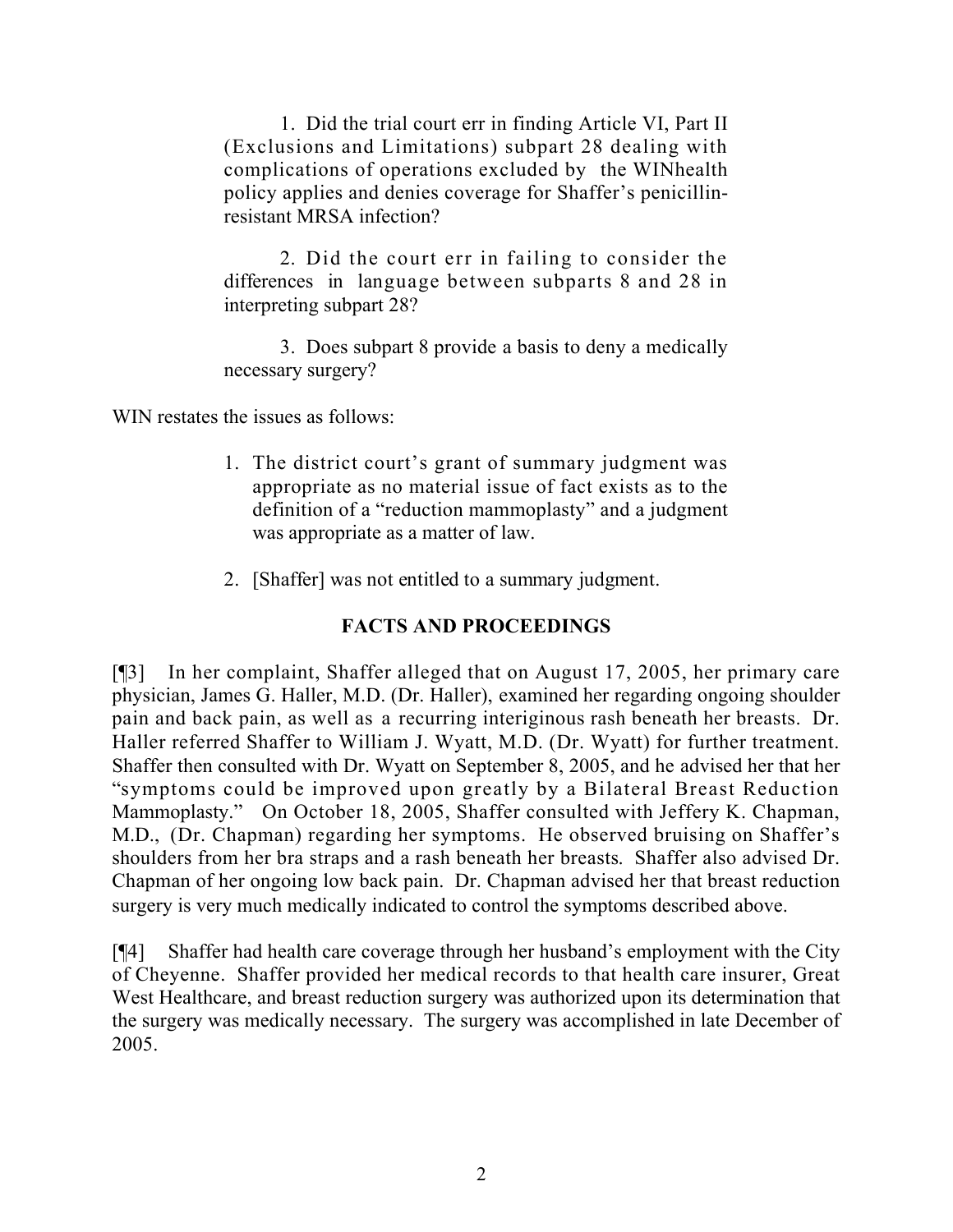1. Did the trial court err in finding Article VI, Part II (Exclusions and Limitations) subpart 28 dealing with complications of operations excluded by the WINhealth policy applies and denies coverage for Shaffer's penicillin-resistant MRSA infection?

2. Did the court err in failing to consider the differences in language between subparts 8 and 28 in interpreting subpart 28?

3. Does subpart 8 provide a basis to deny a medically necessary surgery?

WIN restates the issues as follows:

1. The district court's grant of summary judgment was appropriate as no material issue of fact exists as to the definition of a "reduction mammoplasty" and a judgment was appropriate as a matter of law.

2. [Shaffer] was not entitled to a summary judgment.

## FACTS AND PROCEEDINGS

[¶3] In her complaint, Shaffer alleged that on August 17, 2005, her primary care physician, James G. Haller, M.D. (Dr. Haller), examined her regarding ongoing shoulder pain and back pain, as well as a recurring interiginous rash beneath her breasts. Dr. Haller referred Shaffer to William J. Wyatt, M.D. (Dr. Wyatt) for further treatment. Shaffer then consulted with Dr. Wyatt on September 8, 2005, and he advised her that her "symptoms could be improved upon greatly by a Bilateral Breast Reduction Mammoplasty." On October 18, 2005, Shaffer consulted with Jeffery K. Chapman, M.D., (Dr. Chapman) regarding her symptoms. He observed bruising on Shaffer's shoulders from her bra straps and a rash beneath her breasts. Shaffer also advised Dr. Chapman of her ongoing low back pain. Dr. Chapman advised her that breast reduction surgery is very much medically indicated to control the symptoms described above.

[¶4] Shaffer had health care coverage through her husband's employment with the City of Cheyenne. Shaffer provided her medical records to that health care insurer, Great West Healthcare, and breast reduction surgery was authorized upon its determination that the surgery was medically necessary. The surgery was accomplished in late December of 2005.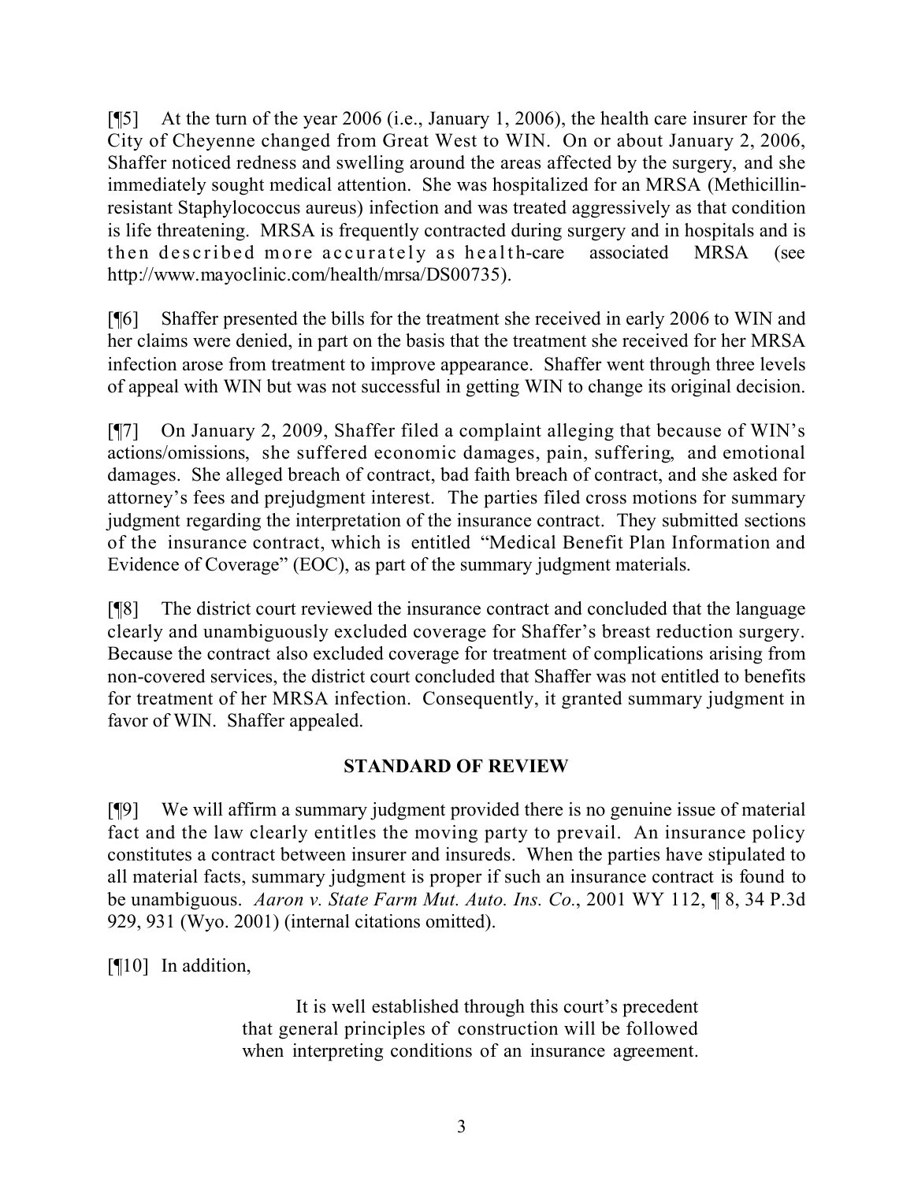[¶5] At the turn of the year 2006 (i.e., January 1, 2006), the health care insurer for the City of Cheyenne changed from Great West to WIN. On or about January 2, 2006, Shaffer noticed redness and swelling around the areas affected by the surgery, and she immediately sought medical attention. She was hospitalized for an MRSA (Methicillin-resistant Staphylococcus aureus) infection and was treated aggressively as that condition is life threatening. MRSA is frequently contracted during surgery and in hospitals and is then described more accurately as health-care associated MRSA (see http://www.mayoclinic.com/health/mrsa/DS00735).

[¶6] Shaffer presented the bills for the treatment she received in early 2006 to WIN and her claims were denied, in part on the basis that the treatment she received for her MRSA infection arose from treatment to improve appearance. Shaffer went through three levels of appeal with WIN but was not successful in getting WIN to change its original decision.

[¶7] On January 2, 2009, Shaffer filed a complaint alleging that because of WIN's actions/omissions, she suffered economic damages, pain, suffering, and emotional damages. She alleged breach of contract, bad faith breach of contract, and she asked for attorney's fees and prejudgment interest. The parties filed cross motions for summary judgment regarding the interpretation of the insurance contract. They submitted sections of the insurance contract, which is entitled "Medical Benefit Plan Information and Evidence of Coverage" (EOC), as part of the summary judgment materials.

[¶8] The district court reviewed the insurance contract and concluded that the language clearly and unambiguously excluded coverage for Shaffer's breast reduction surgery. Because the contract also excluded coverage for treatment of complications arising from non-covered services, the district court concluded that Shaffer was not entitled to benefits for treatment of her MRSA infection. Consequently, it granted summary judgment in favor of WIN. Shaffer appealed.

## STANDARD OF REVIEW

[¶9] We will affirm a summary judgment provided there is no genuine issue of material fact and the law clearly entitles the moving party to prevail. An insurance policy constitutes a contract between insurer and insureds. When the parties have stipulated to all material facts, summary judgment is proper if such an insurance contract is found to be unambiguous. *Aaron v. State Farm Mut. Auto. Ins. Co.*, 2001 WY 112, ¶ 8, 34 P.3d 929, 931 (Wyo. 2001) (internal citations omitted).

[¶10] In addition,

> It is well established through this court's precedent that general principles of construction will be followed when interpreting conditions of an insurance agreement.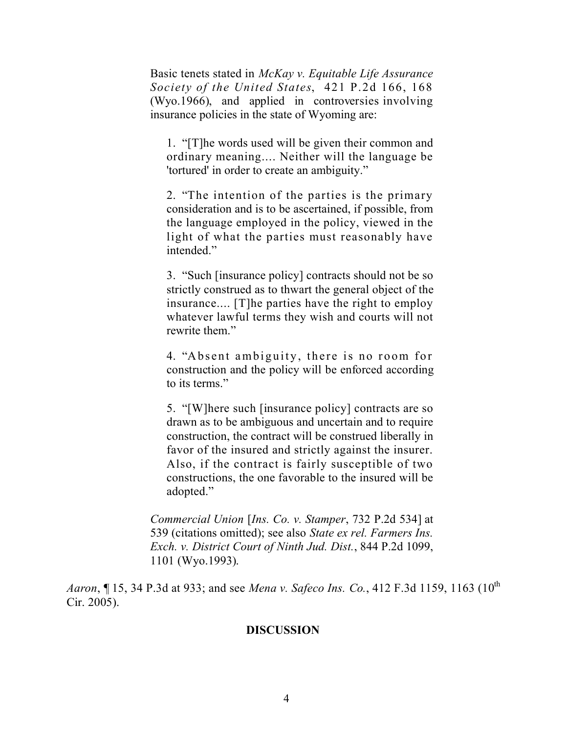> Basic tenets stated in *McKay v. Equitable Life Assurance Society of the United States*, 421 P.2d 166, 168 (Wyo.1966), and applied in controversies involving insurance policies in the state of Wyoming are:
>
> > 1. "[T]he words used will be given their common and ordinary meaning.... Neither will the language be 'tortured' in order to create an ambiguity."
> >
> > 2. "The intention of the parties is the primary consideration and is to be ascertained, if possible, from the language employed in the policy, viewed in the light of what the parties must reasonably have intended."
> >
> > 3. "Such [insurance policy] contracts should not be so strictly construed as to thwart the general object of the insurance.... [T]he parties have the right to employ whatever lawful terms they wish and courts will not rewrite them."
> >
> > 4. "Absent ambiguity, there is no room for construction and the policy will be enforced according to its terms."
> >
> > 5. "[W]here such [insurance policy] contracts are so drawn as to be ambiguous and uncertain and to require construction, the contract will be construed liberally in favor of the insured and strictly against the insurer. Also, if the contract is fairly susceptible of two constructions, the one favorable to the insured will be adopted."
>
> *Commercial Union* [*Ins. Co. v. Stamper*, 732 P.2d 534] at 539 (citations omitted); see also *State ex rel. Farmers Ins. Exch. v. District Court of Ninth Jud. Dist.*, 844 P.2d 1099, 1101 (Wyo.1993).

*Aaron*, ¶ 15, 34 P.3d at 933; and see *Mena v. Safeco Ins. Co.*, 412 F.3d 1159, 1163 (10th Cir. 2005).

## DISCUSSION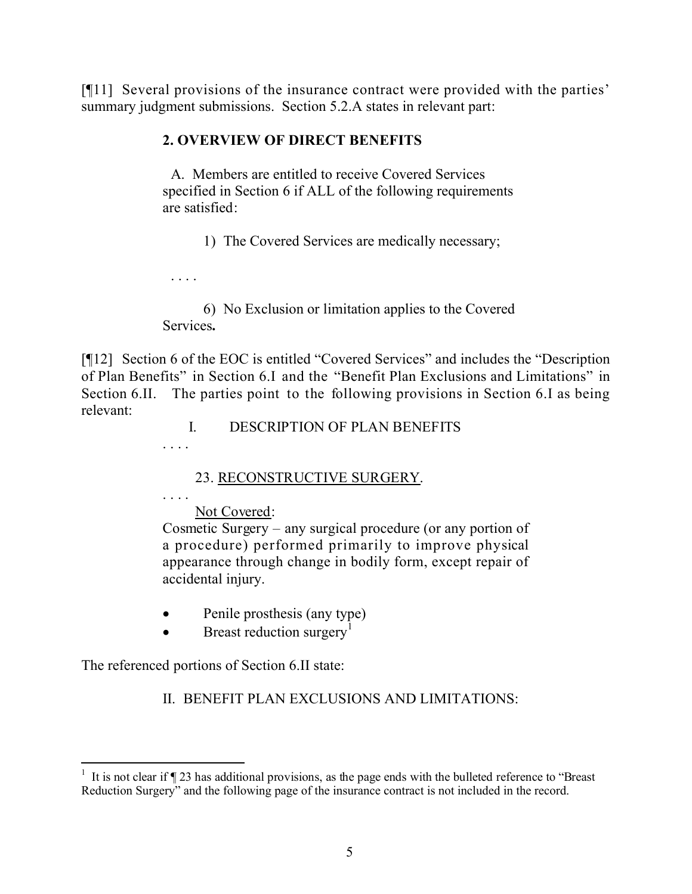[¶11] Several provisions of the insurance contract were provided with the parties' summary judgment submissions. Section 5.2.A states in relevant part:

> **2. OVERVIEW OF DIRECT BENEFITS**
>
> A. Members are entitled to receive Covered Services specified in Section 6 if ALL of the following requirements are satisfied:
>
> 1) The Covered Services are medically necessary;
>
> . . . .
>
> 6) No Exclusion or limitation applies to the Covered Services**.**

[¶12] Section 6 of the EOC is entitled "Covered Services" and includes the "Description of Plan Benefits" in Section 6.I and the "Benefit Plan Exclusions and Limitations" in Section 6.II. The parties point to the following provisions in Section 6.I as being relevant:

> I. DESCRIPTION OF PLAN BENEFITS
>
> . . . .
>
> 23. RECONSTRUCTIVE SURGERY.
>
> . . . .
>
> Not Covered:
>
> Cosmetic Surgery – any surgical procedure (or any portion of a procedure) performed primarily to improve physical appearance through change in bodily form, except repair of accidental injury.
>
> - Penile prosthesis (any type)
> - Breast reduction surgery[1]

The referenced portions of Section 6.II state:

> II. BENEFIT PLAN EXCLUSIONS AND LIMITATIONS:

[1] It is not clear if ¶ 23 has additional provisions, as the page ends with the bulleted reference to "Breast Reduction Surgery" and the following page of the insurance contract is not included in the record.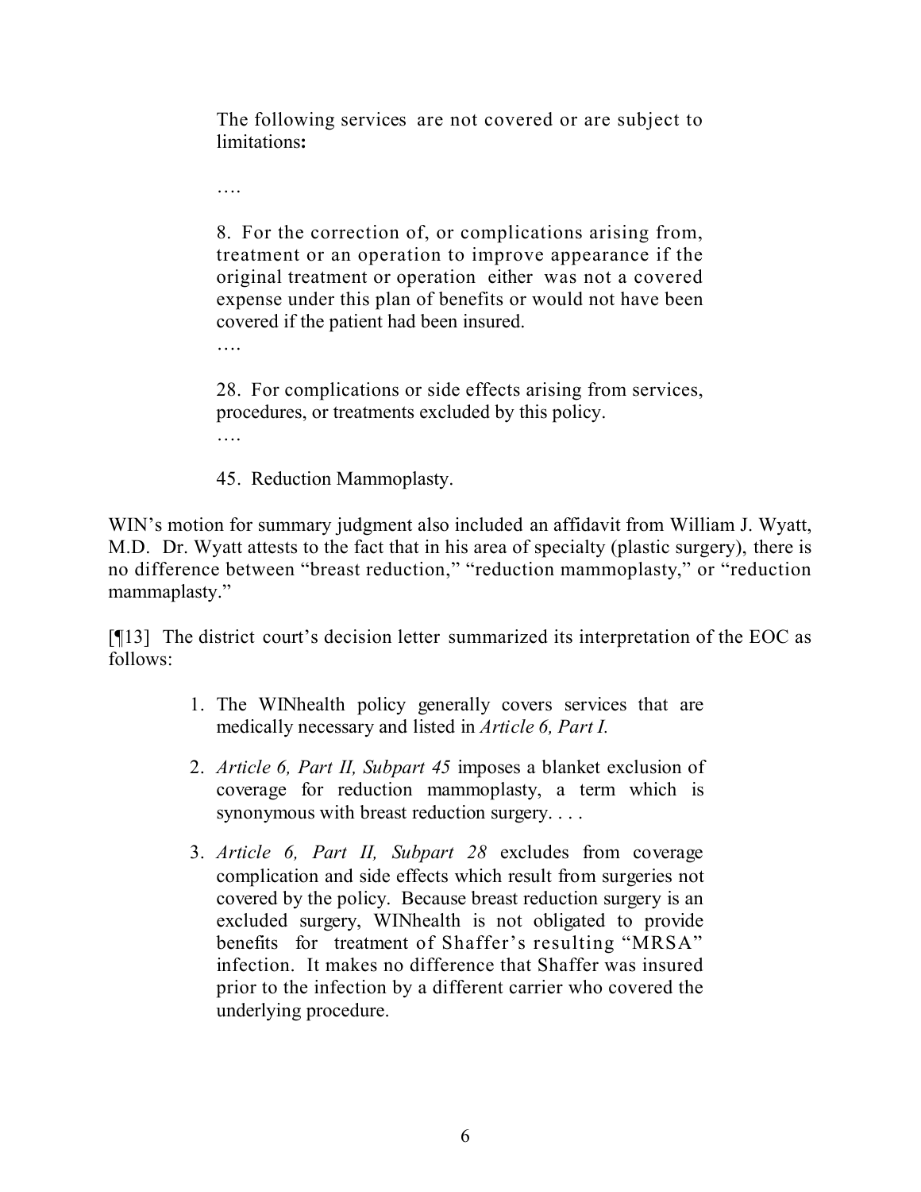> The following services are not covered or are subject to limitations**:**
>
> ….
>
> 8. For the correction of, or complications arising from, treatment or an operation to improve appearance if the original treatment or operation either was not a covered expense under this plan of benefits or would not have been covered if the patient had been insured.
>
> ….
>
> 28. For complications or side effects arising from services, procedures, or treatments excluded by this policy.
>
> ….
>
> 45. Reduction Mammoplasty.

WIN's motion for summary judgment also included an affidavit from William J. Wyatt, M.D. Dr. Wyatt attests to the fact that in his area of specialty (plastic surgery), there is no difference between "breast reduction," "reduction mammoplasty," or "reduction mammaplasty."

[¶13] The district court's decision letter summarized its interpretation of the EOC as follows:

> 1. The WINhealth policy generally covers services that are medically necessary and listed in *Article 6, Part I.*
> 2. *Article 6, Part II, Subpart 45* imposes a blanket exclusion of coverage for reduction mammoplasty, a term which is synonymous with breast reduction surgery. . . .
> 3. *Article 6, Part II, Subpart 28* excludes from coverage complication and side effects which result from surgeries not covered by the policy. Because breast reduction surgery is an excluded surgery, WINhealth is not obligated to provide benefits for treatment of Shaffer's resulting "MRSA" infection. It makes no difference that Shaffer was insured prior to the infection by a different carrier who covered the underlying procedure.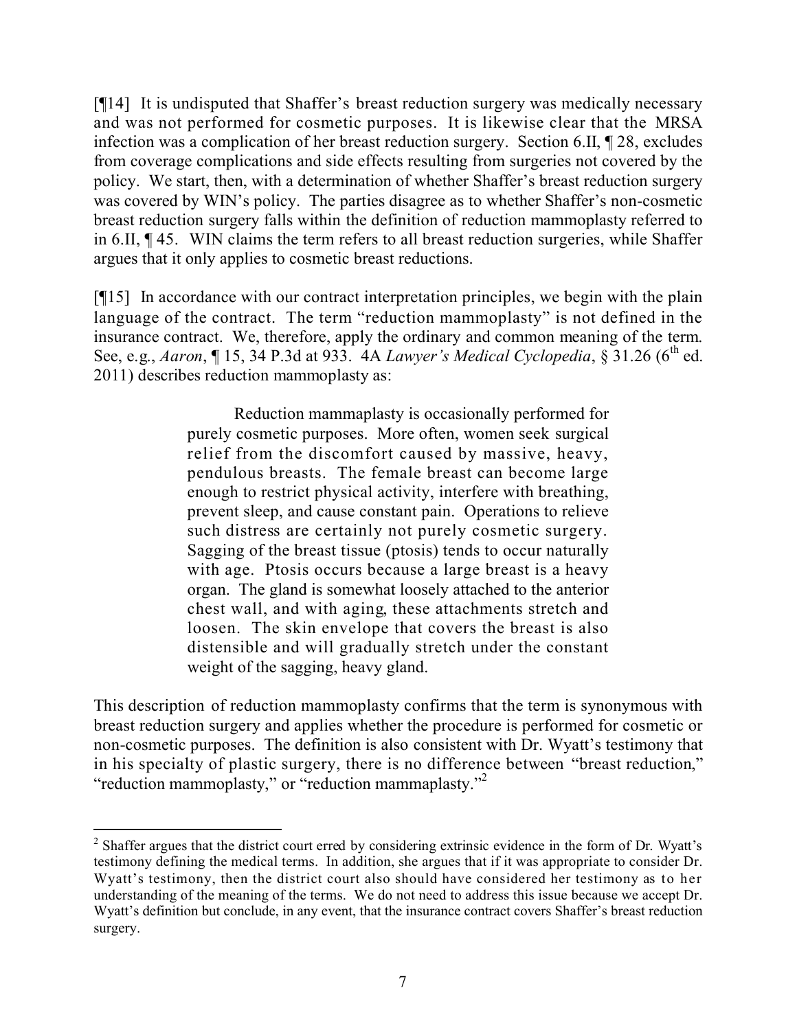[¶14] It is undisputed that Shaffer's breast reduction surgery was medically necessary and was not performed for cosmetic purposes. It is likewise clear that the MRSA infection was a complication of her breast reduction surgery. Section 6.II, ¶ 28, excludes from coverage complications and side effects resulting from surgeries not covered by the policy. We start, then, with a determination of whether Shaffer's breast reduction surgery was covered by WIN's policy. The parties disagree as to whether Shaffer's non-cosmetic breast reduction surgery falls within the definition of reduction mammoplasty referred to in 6.II, ¶ 45. WIN claims the term refers to all breast reduction surgeries, while Shaffer argues that it only applies to cosmetic breast reductions.

[¶15] In accordance with our contract interpretation principles, we begin with the plain language of the contract. The term "reduction mammoplasty" is not defined in the insurance contract. We, therefore, apply the ordinary and common meaning of the term. See, e.g., *Aaron*, ¶ 15, 34 P.3d at 933. 4A *Lawyer's Medical Cyclopedia*, § 31.26 (6th ed. 2011) describes reduction mammoplasty as:

> Reduction mammaplasty is occasionally performed for purely cosmetic purposes. More often, women seek surgical relief from the discomfort caused by massive, heavy, pendulous breasts. The female breast can become large enough to restrict physical activity, interfere with breathing, prevent sleep, and cause constant pain. Operations to relieve such distress are certainly not purely cosmetic surgery. Sagging of the breast tissue (ptosis) tends to occur naturally with age. Ptosis occurs because a large breast is a heavy organ. The gland is somewhat loosely attached to the anterior chest wall, and with aging, these attachments stretch and loosen. The skin envelope that covers the breast is also distensible and will gradually stretch under the constant weight of the sagging, heavy gland.

This description of reduction mammoplasty confirms that the term is synonymous with breast reduction surgery and applies whether the procedure is performed for cosmetic or non-cosmetic purposes. The definition is also consistent with Dr. Wyatt's testimony that in his specialty of plastic surgery, there is no difference between "breast reduction," "reduction mammoplasty," or "reduction mammaplasty."[2]

---

[2] Shaffer argues that the district court erred by considering extrinsic evidence in the form of Dr. Wyatt's testimony defining the medical terms. In addition, she argues that if it was appropriate to consider Dr. Wyatt's testimony, then the district court also should have considered her testimony as to her understanding of the meaning of the terms. We do not need to address this issue because we accept Dr. Wyatt's definition but conclude, in any event, that the insurance contract covers Shaffer's breast reduction surgery.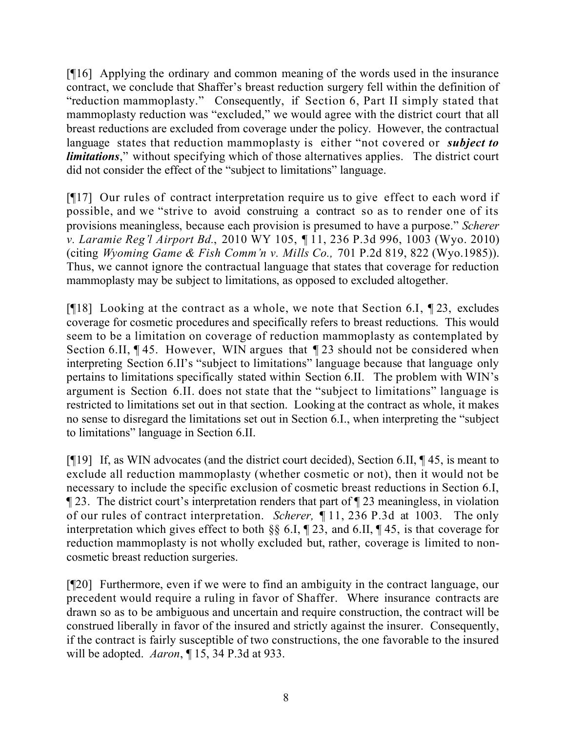[¶16] Applying the ordinary and common meaning of the words used in the insurance contract, we conclude that Shaffer's breast reduction surgery fell within the definition of "reduction mammoplasty." Consequently, if Section 6, Part II simply stated that mammoplasty reduction was "excluded," we would agree with the district court that all breast reductions are excluded from coverage under the policy. However, the contractual language states that reduction mammoplasty is either "not covered or ***subject to limitations***," without specifying which of those alternatives applies. The district court did not consider the effect of the "subject to limitations" language.

[¶17] Our rules of contract interpretation require us to give effect to each word if possible, and we "strive to avoid construing a contract so as to render one of its provisions meaningless, because each provision is presumed to have a purpose." *Scherer v. Laramie Reg'l Airport Bd.*, 2010 WY 105, ¶ 11, 236 P.3d 996, 1003 (Wyo. 2010) (citing *Wyoming Game & Fish Comm'n v. Mills Co.,* 701 P.2d 819, 822 (Wyo.1985)). Thus, we cannot ignore the contractual language that states that coverage for reduction mammoplasty may be subject to limitations, as opposed to excluded altogether.

[¶18] Looking at the contract as a whole, we note that Section 6.I, ¶ 23, excludes coverage for cosmetic procedures and specifically refers to breast reductions. This would seem to be a limitation on coverage of reduction mammoplasty as contemplated by Section 6.II, ¶ 45. However, WIN argues that ¶ 23 should not be considered when interpreting Section 6.II's "subject to limitations" language because that language only pertains to limitations specifically stated within Section 6.II. The problem with WIN's argument is Section 6.II. does not state that the "subject to limitations" language is restricted to limitations set out in that section. Looking at the contract as whole, it makes no sense to disregard the limitations set out in Section 6.I., when interpreting the "subject to limitations" language in Section 6.II.

[¶19] If, as WIN advocates (and the district court decided), Section 6.II, ¶ 45, is meant to exclude all reduction mammoplasty (whether cosmetic or not), then it would not be necessary to include the specific exclusion of cosmetic breast reductions in Section 6.I, ¶ 23. The district court's interpretation renders that part of ¶ 23 meaningless, in violation of our rules of contract interpretation. *Scherer,* ¶ 11, 236 P.3d at 1003. The only interpretation which gives effect to both §§ 6.I, ¶ 23, and 6.II, ¶ 45, is that coverage for reduction mammoplasty is not wholly excluded but, rather, coverage is limited to non-cosmetic breast reduction surgeries.

[¶20] Furthermore, even if we were to find an ambiguity in the contract language, our precedent would require a ruling in favor of Shaffer. Where insurance contracts are drawn so as to be ambiguous and uncertain and require construction, the contract will be construed liberally in favor of the insured and strictly against the insurer. Consequently, if the contract is fairly susceptible of two constructions, the one favorable to the insured will be adopted. *Aaron*, ¶ 15, 34 P.3d at 933.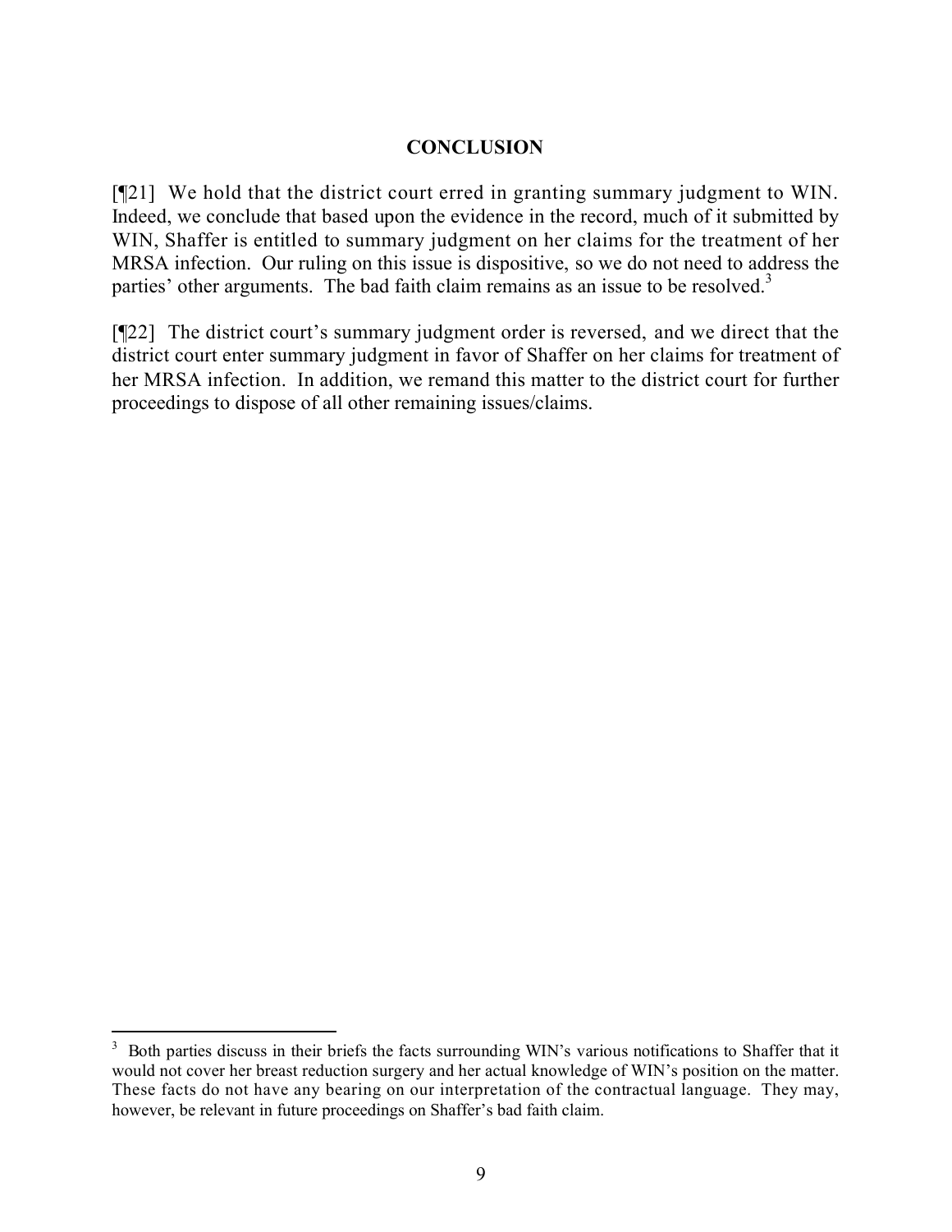## CONCLUSION

[¶21] We hold that the district court erred in granting summary judgment to WIN. Indeed, we conclude that based upon the evidence in the record, much of it submitted by WIN, Shaffer is entitled to summary judgment on her claims for the treatment of her MRSA infection. Our ruling on this issue is dispositive, so we do not need to address the parties' other arguments. The bad faith claim remains as an issue to be resolved.[3]

[¶22] The district court's summary judgment order is reversed, and we direct that the district court enter summary judgment in favor of Shaffer on her claims for treatment of her MRSA infection. In addition, we remand this matter to the district court for further proceedings to dispose of all other remaining issues/claims.

---

[3] Both parties discuss in their briefs the facts surrounding WIN's various notifications to Shaffer that it would not cover her breast reduction surgery and her actual knowledge of WIN's position on the matter. These facts do not have any bearing on our interpretation of the contractual language. They may, however, be relevant in future proceedings on Shaffer's bad faith claim.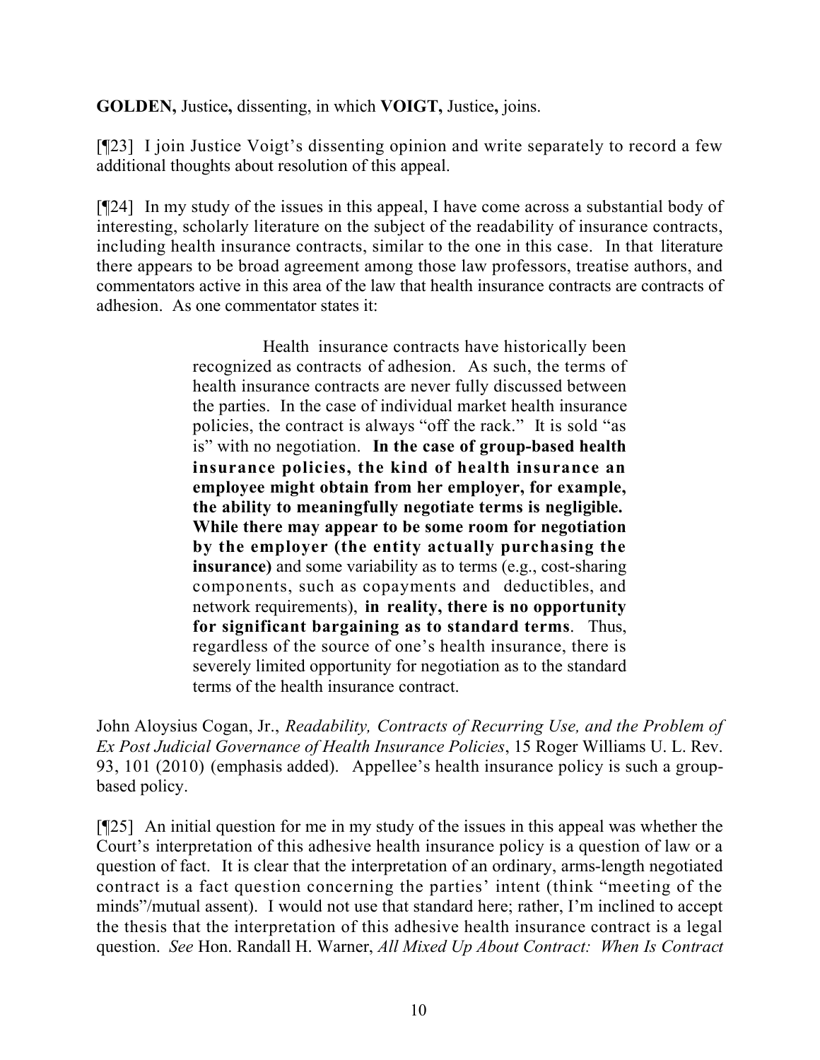**GOLDEN,** Justice**,** dissenting, in which **VOIGT,** Justice**,** joins.

[¶23] I join Justice Voigt's dissenting opinion and write separately to record a few additional thoughts about resolution of this appeal.

[¶24] In my study of the issues in this appeal, I have come across a substantial body of interesting, scholarly literature on the subject of the readability of insurance contracts, including health insurance contracts, similar to the one in this case. In that literature there appears to be broad agreement among those law professors, treatise authors, and commentators active in this area of the law that health insurance contracts are contracts of adhesion. As one commentator states it:

> Health insurance contracts have historically been recognized as contracts of adhesion. As such, the terms of health insurance contracts are never fully discussed between the parties. In the case of individual market health insurance policies, the contract is always "off the rack." It is sold "as is" with no negotiation. **In the case of group-based health insurance policies, the kind of health insurance an employee might obtain from her employer, for example, the ability to meaningfully negotiate terms is negligible. While there may appear to be some room for negotiation by the employer (the entity actually purchasing the insurance)** and some variability as to terms (e.g., cost-sharing components, such as copayments and deductibles, and network requirements), **in reality, there is no opportunity for significant bargaining as to standard terms**. Thus, regardless of the source of one's health insurance, there is severely limited opportunity for negotiation as to the standard terms of the health insurance contract.

John Aloysius Cogan, Jr., *Readability, Contracts of Recurring Use, and the Problem of Ex Post Judicial Governance of Health Insurance Policies*, 15 Roger Williams U. L. Rev. 93, 101 (2010) (emphasis added). Appellee's health insurance policy is such a group-based policy.

[¶25] An initial question for me in my study of the issues in this appeal was whether the Court's interpretation of this adhesive health insurance policy is a question of law or a question of fact. It is clear that the interpretation of an ordinary, arms-length negotiated contract is a fact question concerning the parties' intent (think "meeting of the minds"/mutual assent). I would not use that standard here; rather, I'm inclined to accept the thesis that the interpretation of this adhesive health insurance contract is a legal question. *See* Hon. Randall H. Warner, *All Mixed Up About Contract: When Is Contract*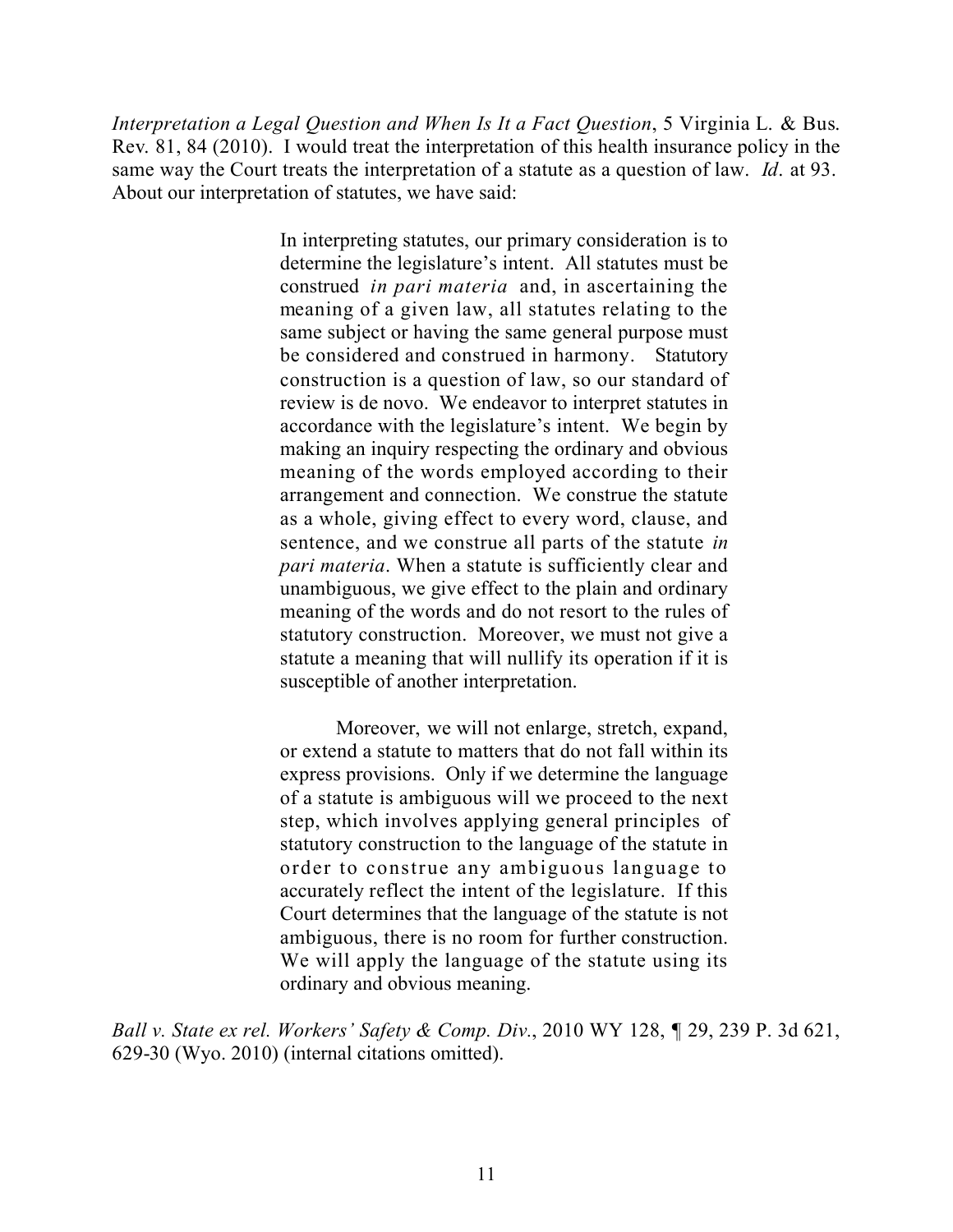*Interpretation a Legal Question and When Is It a Fact Question*, 5 Virginia L. & Bus. Rev. 81, 84 (2010). I would treat the interpretation of this health insurance policy in the same way the Court treats the interpretation of a statute as a question of law. *Id*. at 93. About our interpretation of statutes, we have said:

> In interpreting statutes, our primary consideration is to determine the legislature's intent. All statutes must be construed *in pari materia* and, in ascertaining the meaning of a given law, all statutes relating to the same subject or having the same general purpose must be considered and construed in harmony. Statutory construction is a question of law, so our standard of review is de novo. We endeavor to interpret statutes in accordance with the legislature's intent. We begin by making an inquiry respecting the ordinary and obvious meaning of the words employed according to their arrangement and connection. We construe the statute as a whole, giving effect to every word, clause, and sentence, and we construe all parts of the statute *in pari materia*. When a statute is sufficiently clear and unambiguous, we give effect to the plain and ordinary meaning of the words and do not resort to the rules of statutory construction. Moreover, we must not give a statute a meaning that will nullify its operation if it is susceptible of another interpretation.
>
> Moreover, we will not enlarge, stretch, expand, or extend a statute to matters that do not fall within its express provisions. Only if we determine the language of a statute is ambiguous will we proceed to the next step, which involves applying general principles of statutory construction to the language of the statute in order to construe any ambiguous language to accurately reflect the intent of the legislature. If this Court determines that the language of the statute is not ambiguous, there is no room for further construction. We will apply the language of the statute using its ordinary and obvious meaning.

*Ball v. State ex rel. Workers' Safety & Comp. Div.*, 2010 WY 128, ¶ 29, 239 P. 3d 621, 629-30 (Wyo. 2010) (internal citations omitted).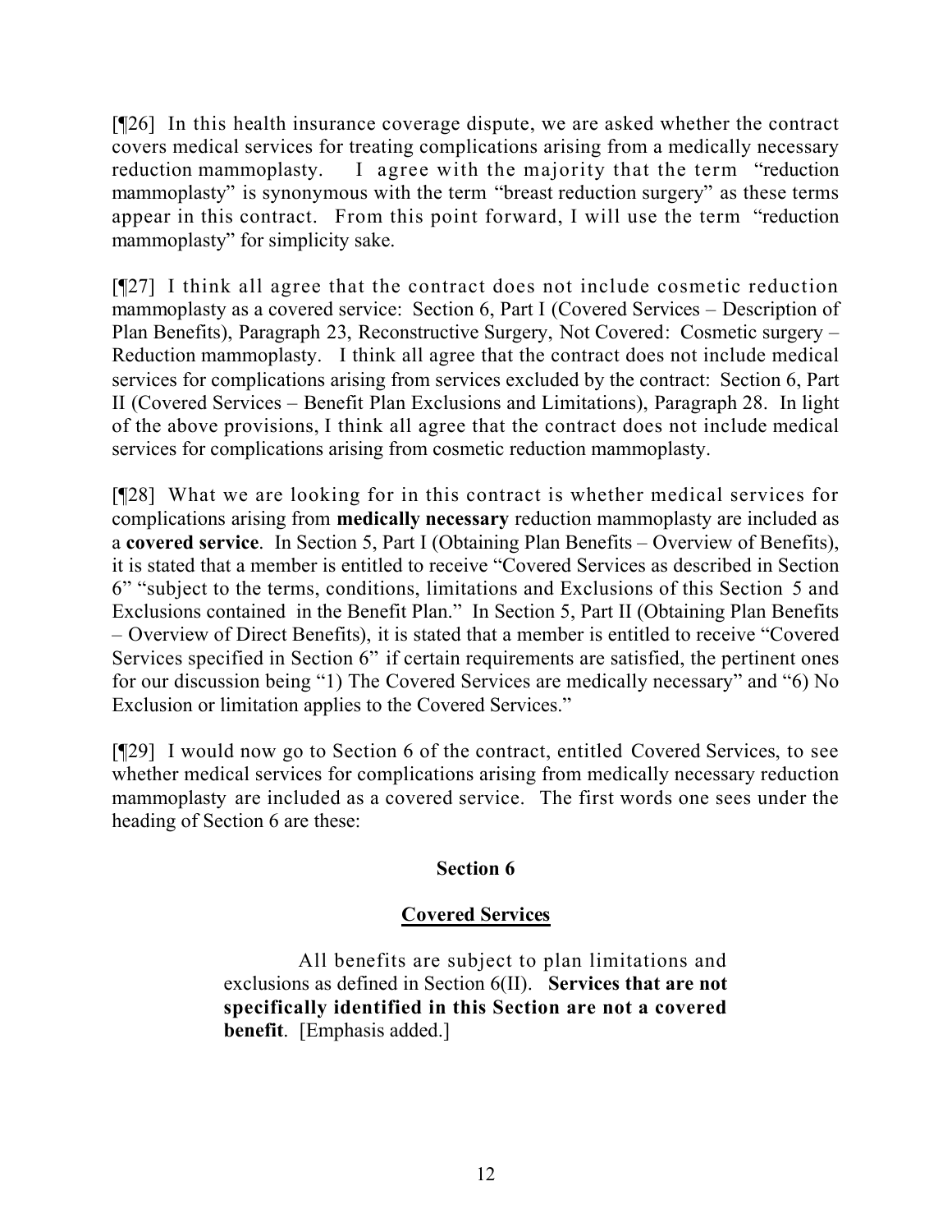[¶26] In this health insurance coverage dispute, we are asked whether the contract covers medical services for treating complications arising from a medically necessary reduction mammoplasty. I agree with the majority that the term "reduction mammoplasty" is synonymous with the term "breast reduction surgery" as these terms appear in this contract. From this point forward, I will use the term "reduction mammoplasty" for simplicity sake.

[¶27] I think all agree that the contract does not include cosmetic reduction mammoplasty as a covered service: Section 6, Part I (Covered Services – Description of Plan Benefits), Paragraph 23, Reconstructive Surgery, Not Covered: Cosmetic surgery – Reduction mammoplasty. I think all agree that the contract does not include medical services for complications arising from services excluded by the contract: Section 6, Part II (Covered Services – Benefit Plan Exclusions and Limitations), Paragraph 28. In light of the above provisions, I think all agree that the contract does not include medical services for complications arising from cosmetic reduction mammoplasty.

[¶28] What we are looking for in this contract is whether medical services for complications arising from **medically necessary** reduction mammoplasty are included as a **covered service**. In Section 5, Part I (Obtaining Plan Benefits – Overview of Benefits), it is stated that a member is entitled to receive "Covered Services as described in Section 6" "subject to the terms, conditions, limitations and Exclusions of this Section 5 and Exclusions contained in the Benefit Plan." In Section 5, Part II (Obtaining Plan Benefits – Overview of Direct Benefits), it is stated that a member is entitled to receive "Covered Services specified in Section 6" if certain requirements are satisfied, the pertinent ones for our discussion being "1) The Covered Services are medically necessary" and "6) No Exclusion or limitation applies to the Covered Services."

[¶29] I would now go to Section 6 of the contract, entitled Covered Services, to see whether medical services for complications arising from medically necessary reduction mammoplasty are included as a covered service. The first words one sees under the heading of Section 6 are these:

> **Section 6**
>
> **Covered Services**
>
> All benefits are subject to plan limitations and exclusions as defined in Section 6(II). **Services that are not specifically identified in this Section are not a covered benefit**. [Emphasis added.]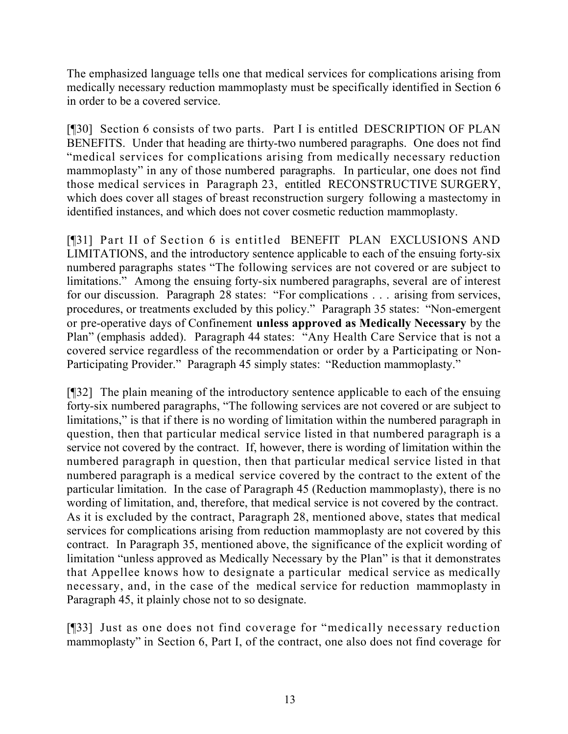The emphasized language tells one that medical services for complications arising from medically necessary reduction mammoplasty must be specifically identified in Section 6 in order to be a covered service.

[¶30] Section 6 consists of two parts. Part I is entitled DESCRIPTION OF PLAN BENEFITS. Under that heading are thirty-two numbered paragraphs. One does not find "medical services for complications arising from medically necessary reduction mammoplasty" in any of those numbered paragraphs. In particular, one does not find those medical services in Paragraph 23, entitled RECONSTRUCTIVE SURGERY, which does cover all stages of breast reconstruction surgery following a mastectomy in identified instances, and which does not cover cosmetic reduction mammoplasty.

[¶31] Part II of Section 6 is entitled BENEFIT PLAN EXCLUSIONS AND LIMITATIONS, and the introductory sentence applicable to each of the ensuing forty-six numbered paragraphs states "The following services are not covered or are subject to limitations." Among the ensuing forty-six numbered paragraphs, several are of interest for our discussion. Paragraph 28 states: "For complications . . . arising from services, procedures, or treatments excluded by this policy." Paragraph 35 states: "Non-emergent or pre-operative days of Confinement **unless approved as Medically Necessary** by the Plan" (emphasis added). Paragraph 44 states: "Any Health Care Service that is not a covered service regardless of the recommendation or order by a Participating or Non-Participating Provider." Paragraph 45 simply states: "Reduction mammoplasty."

[¶32] The plain meaning of the introductory sentence applicable to each of the ensuing forty-six numbered paragraphs, "The following services are not covered or are subject to limitations," is that if there is no wording of limitation within the numbered paragraph in question, then that particular medical service listed in that numbered paragraph is a service not covered by the contract. If, however, there is wording of limitation within the numbered paragraph in question, then that particular medical service listed in that numbered paragraph is a medical service covered by the contract to the extent of the particular limitation. In the case of Paragraph 45 (Reduction mammoplasty), there is no wording of limitation, and, therefore, that medical service is not covered by the contract. As it is excluded by the contract, Paragraph 28, mentioned above, states that medical services for complications arising from reduction mammoplasty are not covered by this contract. In Paragraph 35, mentioned above, the significance of the explicit wording of limitation "unless approved as Medically Necessary by the Plan" is that it demonstrates that Appellee knows how to designate a particular medical service as medically necessary, and, in the case of the medical service for reduction mammoplasty in Paragraph 45, it plainly chose not to so designate.

[¶33] Just as one does not find coverage for "medically necessary reduction mammoplasty" in Section 6, Part I, of the contract, one also does not find coverage for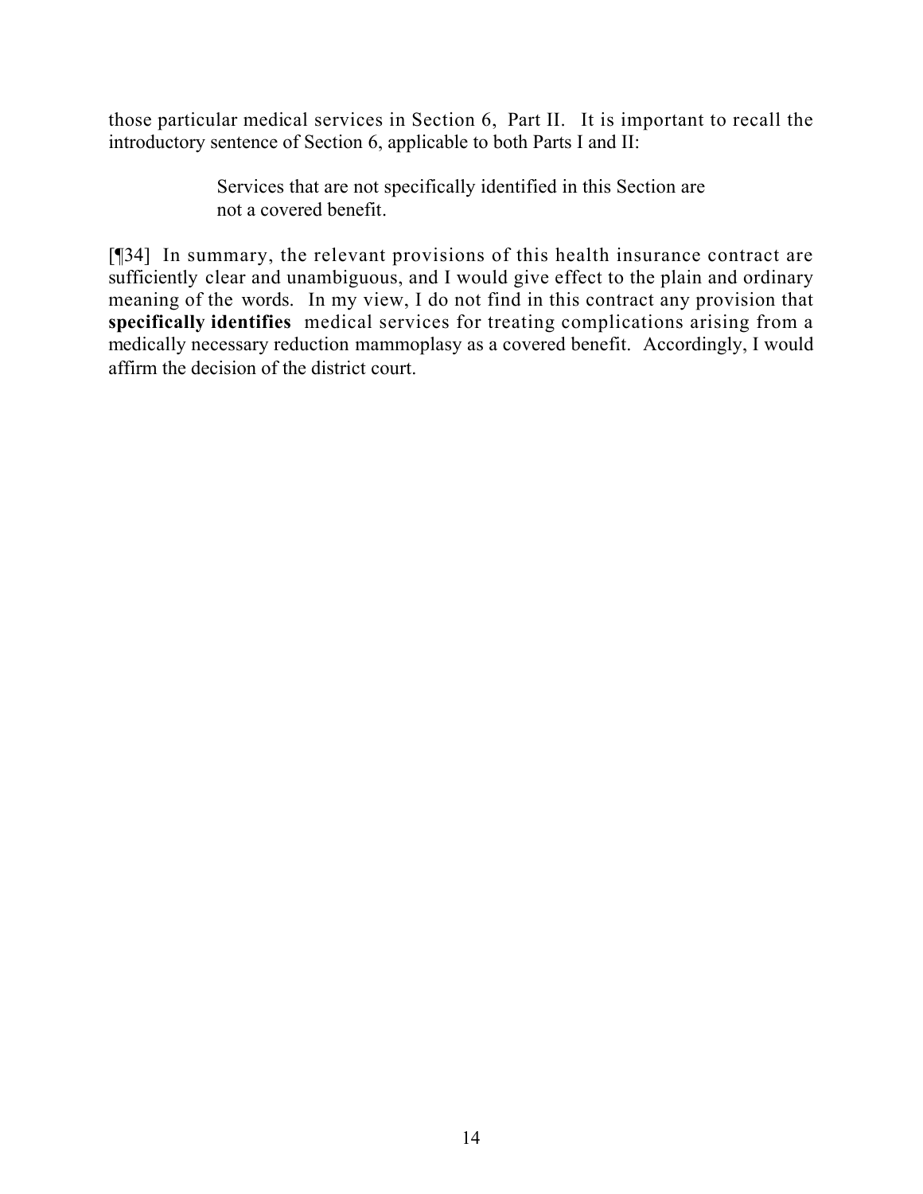those particular medical services in Section 6, Part II. It is important to recall the introductory sentence of Section 6, applicable to both Parts I and II:

> Services that are not specifically identified in this Section are not a covered benefit.

[¶34] In summary, the relevant provisions of this health insurance contract are sufficiently clear and unambiguous, and I would give effect to the plain and ordinary meaning of the words. In my view, I do not find in this contract any provision that **specifically identifies** medical services for treating complications arising from a medically necessary reduction mammoplasy as a covered benefit. Accordingly, I would affirm the decision of the district court.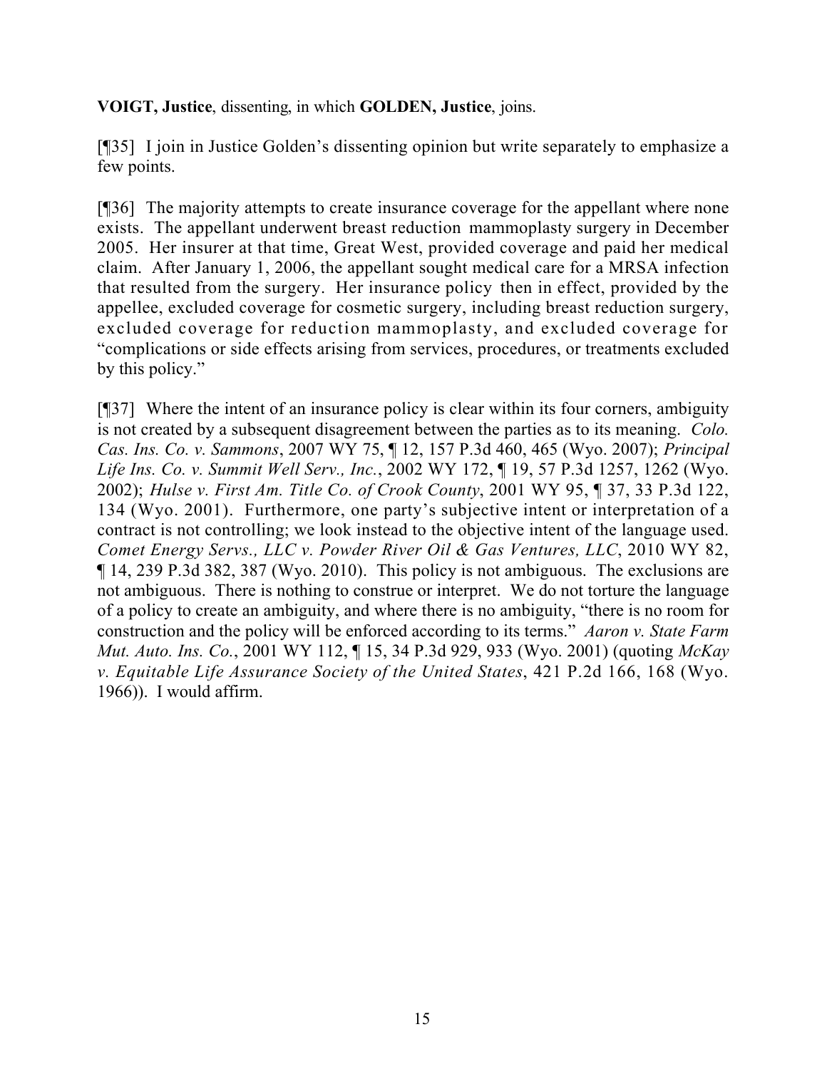**VOIGT, Justice**, dissenting, in which **GOLDEN, Justice**, joins.

[¶35] I join in Justice Golden's dissenting opinion but write separately to emphasize a few points.

[¶36] The majority attempts to create insurance coverage for the appellant where none exists. The appellant underwent breast reduction mammoplasty surgery in December 2005. Her insurer at that time, Great West, provided coverage and paid her medical claim. After January 1, 2006, the appellant sought medical care for a MRSA infection that resulted from the surgery. Her insurance policy then in effect, provided by the appellee, excluded coverage for cosmetic surgery, including breast reduction surgery, excluded coverage for reduction mammoplasty, and excluded coverage for "complications or side effects arising from services, procedures, or treatments excluded by this policy."

[¶37] Where the intent of an insurance policy is clear within its four corners, ambiguity is not created by a subsequent disagreement between the parties as to its meaning. *Colo. Cas. Ins. Co. v. Sammons*, 2007 WY 75, ¶ 12, 157 P.3d 460, 465 (Wyo. 2007); *Principal Life Ins. Co. v. Summit Well Serv., Inc.*, 2002 WY 172, ¶ 19, 57 P.3d 1257, 1262 (Wyo. 2002); *Hulse v. First Am. Title Co. of Crook County*, 2001 WY 95, ¶ 37, 33 P.3d 122, 134 (Wyo. 2001). Furthermore, one party's subjective intent or interpretation of a contract is not controlling; we look instead to the objective intent of the language used. *Comet Energy Servs., LLC v. Powder River Oil & Gas Ventures, LLC*, 2010 WY 82, ¶ 14, 239 P.3d 382, 387 (Wyo. 2010). This policy is not ambiguous. The exclusions are not ambiguous. There is nothing to construe or interpret. We do not torture the language of a policy to create an ambiguity, and where there is no ambiguity, "there is no room for construction and the policy will be enforced according to its terms." *Aaron v. State Farm Mut. Auto. Ins. Co.*, 2001 WY 112, ¶ 15, 34 P.3d 929, 933 (Wyo. 2001) (quoting *McKay v. Equitable Life Assurance Society of the United States*, 421 P.2d 166, 168 (Wyo. 1966)). I would affirm.